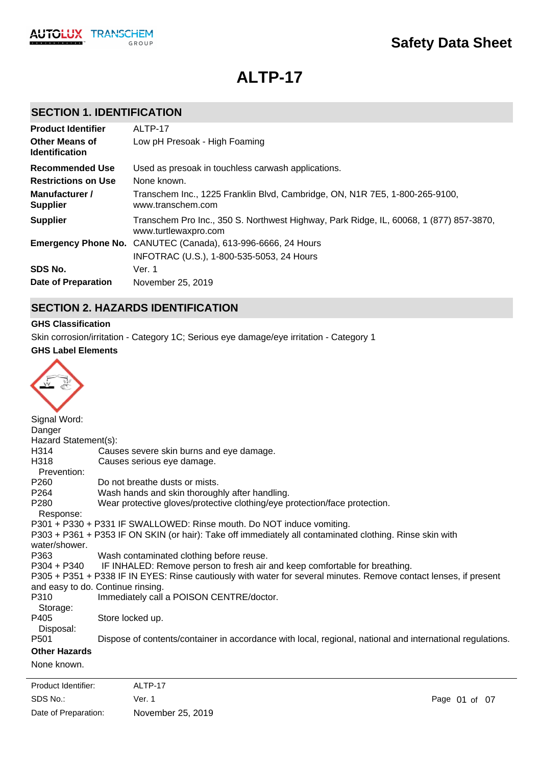# Safety Data Sheet

# ALTP-17

## SECTION 1. IDENTIFICATION

| | |
|---|---|
| **Product Identifier** | ALTP-17 |
| **Other Means of Identification** | Low pH Presoak - High Foaming |
| **Recommended Use** | Used as presoak in touchless carwash applications. |
| **Restrictions on Use** | None known. |
| **Manufacturer / Supplier** | Transchem Inc., 1225 Franklin Blvd, Cambridge, ON, N1R 7E5, 1-800-265-9100, www.transchem.com |
| **Supplier** | Transchem Pro Inc., 350 S. Northwest Highway, Park Ridge, IL, 60068, 1 (877) 857-3870, www.turtlewaxpro.com |
| **Emergency Phone No.** | CANUTEC (Canada), 613-996-6666, 24 Hours<br>INFOTRAC (U.S.), 1-800-535-5053, 24 Hours |
| **SDS No.** | Ver. 1 |
| **Date of Preparation** | November 25, 2019 |

## SECTION 2. HAZARDS IDENTIFICATION

**GHS Classification**

Skin corrosion/irritation - Category 1C; Serious eye damage/eye irritation - Category 1

**GHS Label Elements**

Signal Word:
Danger

Hazard Statement(s):

H314 Causes severe skin burns and eye damage.
H318 Causes serious eye damage.

Prevention:

P260 Do not breathe dusts or mists.
P264 Wash hands and skin thoroughly after handling.
P280 Wear protective gloves/protective clothing/eye protection/face protection.

Response:

P301 + P330 + P331 IF SWALLOWED: Rinse mouth. Do NOT induce vomiting.
P303 + P361 + P353 IF ON SKIN (or hair): Take off immediately all contaminated clothing. Rinse skin with water/shower.
P363 Wash contaminated clothing before reuse.
P304 + P340 IF INHALED: Remove person to fresh air and keep comfortable for breathing.
P305 + P351 + P338 IF IN EYES: Rinse cautiously with water for several minutes. Remove contact lenses, if present and easy to do. Continue rinsing.
P310 Immediately call a POISON CENTRE/doctor.

Storage:

P405 Store locked up.

Disposal:

P501 Dispose of contents/container in accordance with local, regional, national and international regulations.

**Other Hazards**

None known.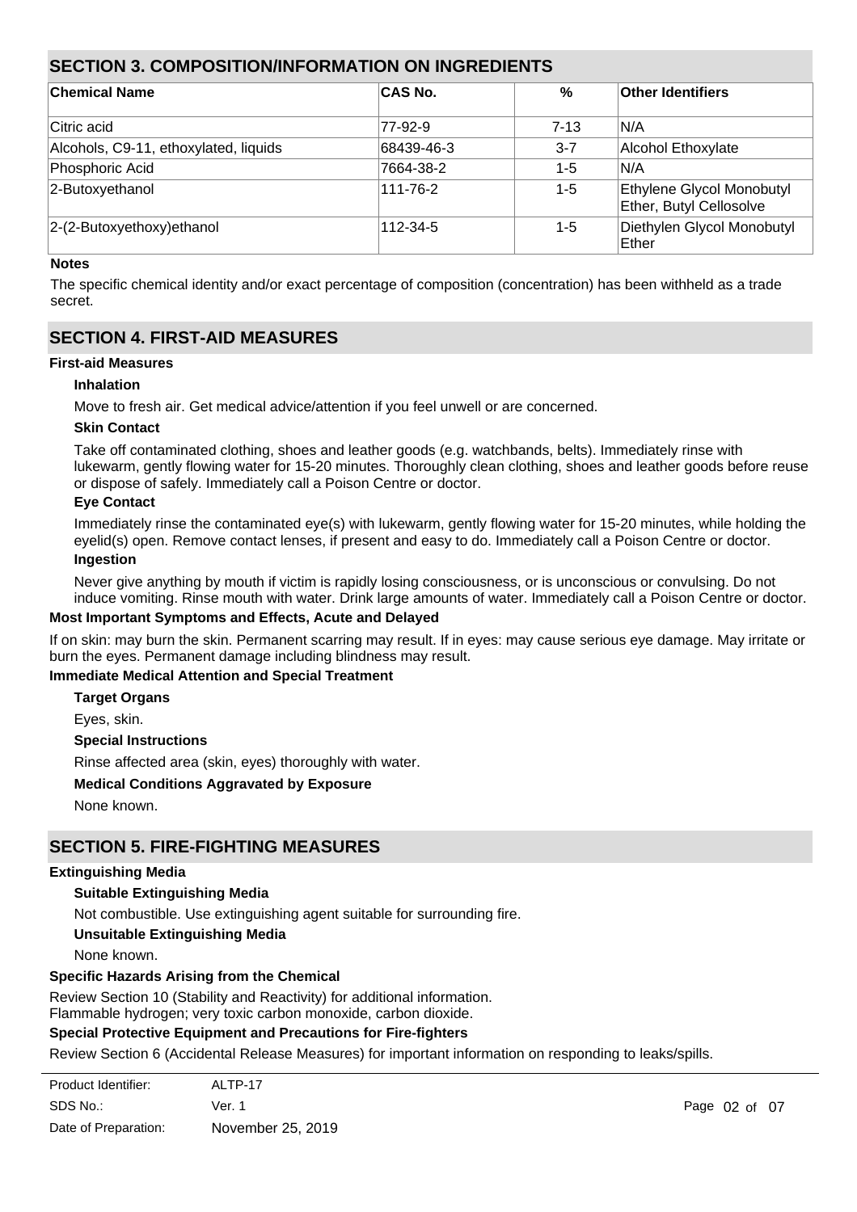## SECTION 3. COMPOSITION/INFORMATION ON INGREDIENTS

| Chemical Name | CAS No. | % | Other Identifiers |
|---|---|---|---|
| Citric acid | 77-92-9 | 7-13 | N/A |
| Alcohols, C9-11, ethoxylated, liquids | 68439-46-3 | 3-7 | Alcohol Ethoxylate |
| Phosphoric Acid | 7664-38-2 | 1-5 | N/A |
| 2-Butoxyethanol | 111-76-2 | 1-5 | Ethylene Glycol Monobutyl Ether, Butyl Cellosolve |
| 2-(2-Butoxyethoxy)ethanol | 112-34-5 | 1-5 | Diethylen Glycol Monobutyl Ether |

**Notes**

The specific chemical identity and/or exact percentage of composition (concentration) has been withheld as a trade secret.

## SECTION 4. FIRST-AID MEASURES

**First-aid Measures**

**Inhalation**

Move to fresh air. Get medical advice/attention if you feel unwell or are concerned.

**Skin Contact**

Take off contaminated clothing, shoes and leather goods (e.g. watchbands, belts). Immediately rinse with lukewarm, gently flowing water for 15-20 minutes. Thoroughly clean clothing, shoes and leather goods before reuse or dispose of safely. Immediately call a Poison Centre or doctor.

**Eye Contact**

Immediately rinse the contaminated eye(s) with lukewarm, gently flowing water for 15-20 minutes, while holding the eyelid(s) open. Remove contact lenses, if present and easy to do. Immediately call a Poison Centre or doctor.

**Ingestion**

Never give anything by mouth if victim is rapidly losing consciousness, or is unconscious or convulsing. Do not induce vomiting. Rinse mouth with water. Drink large amounts of water. Immediately call a Poison Centre or doctor.

**Most Important Symptoms and Effects, Acute and Delayed**

If on skin: may burn the skin. Permanent scarring may result. If in eyes: may cause serious eye damage. May irritate or burn the eyes. Permanent damage including blindness may result.

**Immediate Medical Attention and Special Treatment**

**Target Organs**

Eyes, skin.

**Special Instructions**

Rinse affected area (skin, eyes) thoroughly with water.

**Medical Conditions Aggravated by Exposure**

None known.

## SECTION 5. FIRE-FIGHTING MEASURES

**Extinguishing Media**

**Suitable Extinguishing Media**

Not combustible. Use extinguishing agent suitable for surrounding fire.

**Unsuitable Extinguishing Media**

None known.

**Specific Hazards Arising from the Chemical**

Review Section 10 (Stability and Reactivity) for additional information.
Flammable hydrogen; very toxic carbon monoxide, carbon dioxide.

**Special Protective Equipment and Precautions for Fire-fighters**

Review Section 6 (Accidental Release Measures) for important information on responding to leaks/spills.

| | |
|---|---|
| Product Identifier: | ALTP-17 |
| SDS No.: | Ver. 1 |
| Date of Preparation: | November 25, 2019 |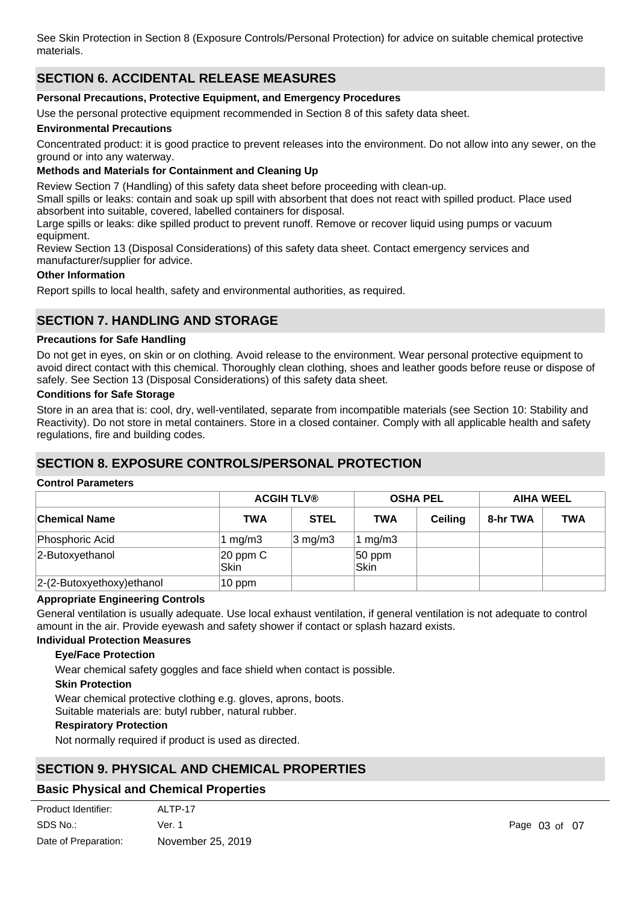See Skin Protection in Section 8 (Exposure Controls/Personal Protection) for advice on suitable chemical protective materials.

## SECTION 6. ACCIDENTAL RELEASE MEASURES

**Personal Precautions, Protective Equipment, and Emergency Procedures**

Use the personal protective equipment recommended in Section 8 of this safety data sheet.

**Environmental Precautions**

Concentrated product: it is good practice to prevent releases into the environment. Do not allow into any sewer, on the ground or into any waterway.

**Methods and Materials for Containment and Cleaning Up**

Review Section 7 (Handling) of this safety data sheet before proceeding with clean-up.
Small spills or leaks: contain and soak up spill with absorbent that does not react with spilled product. Place used absorbent into suitable, covered, labelled containers for disposal.
Large spills or leaks: dike spilled product to prevent runoff. Remove or recover liquid using pumps or vacuum equipment.
Review Section 13 (Disposal Considerations) of this safety data sheet. Contact emergency services and manufacturer/supplier for advice.

**Other Information**

Report spills to local health, safety and environmental authorities, as required.

## SECTION 7. HANDLING AND STORAGE

**Precautions for Safe Handling**

Do not get in eyes, on skin or on clothing. Avoid release to the environment. Wear personal protective equipment to avoid direct contact with this chemical. Thoroughly clean clothing, shoes and leather goods before reuse or dispose of safely. See Section 13 (Disposal Considerations) of this safety data sheet.

**Conditions for Safe Storage**

Store in an area that is: cool, dry, well-ventilated, separate from incompatible materials (see Section 10: Stability and Reactivity). Do not store in metal containers. Store in a closed container. Comply with all applicable health and safety regulations, fire and building codes.

## SECTION 8. EXPOSURE CONTROLS/PERSONAL PROTECTION

**Control Parameters**

| | ACGIH TLV® | | OSHA PEL | | AIHA WEEL | |
|---|---|---|---|---|---|---|
| **Chemical Name** | **TWA** | **STEL** | **TWA** | **Ceiling** | **8-hr TWA** | **TWA** |
| Phosphoric Acid | 1 mg/m3 | 3 mg/m3 | 1 mg/m3 | | | |
| 2-Butoxyethanol | 20 ppm C Skin | | 50 ppm Skin | | | |
| 2-(2-Butoxyethoxy)ethanol | 10 ppm | | | | | |

**Appropriate Engineering Controls**

General ventilation is usually adequate. Use local exhaust ventilation, if general ventilation is not adequate to control amount in the air. Provide eyewash and safety shower if contact or splash hazard exists.

**Individual Protection Measures**

**Eye/Face Protection**

Wear chemical safety goggles and face shield when contact is possible.

**Skin Protection**

Wear chemical protective clothing e.g. gloves, aprons, boots.
Suitable materials are: butyl rubber, natural rubber.

**Respiratory Protection**

Not normally required if product is used as directed.

## SECTION 9. PHYSICAL AND CHEMICAL PROPERTIES

### Basic Physical and Chemical Properties

Product Identifier: ALTP-17
SDS No.: Ver. 1
Date of Preparation: November 25, 2019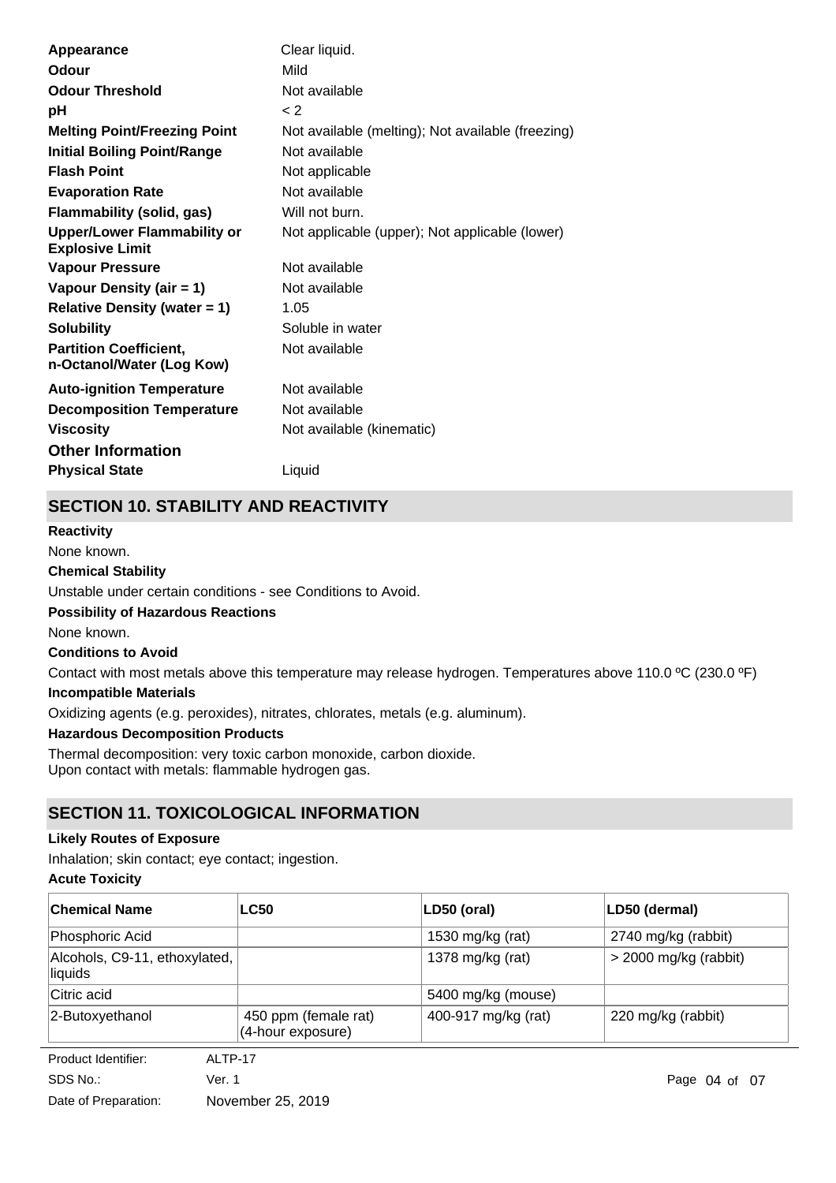| | |
|---|---|
| **Appearance** | Clear liquid. |
| **Odour** | Mild |
| **Odour Threshold** | Not available |
| **pH** | < 2 |
| **Melting Point/Freezing Point** | Not available (melting); Not available (freezing) |
| **Initial Boiling Point/Range** | Not available |
| **Flash Point** | Not applicable |
| **Evaporation Rate** | Not available |
| **Flammability (solid, gas)** | Will not burn. |
| **Upper/Lower Flammability or Explosive Limit** | Not applicable (upper); Not applicable (lower) |
| **Vapour Pressure** | Not available |
| **Vapour Density (air = 1)** | Not available |
| **Relative Density (water = 1)** | 1.05 |
| **Solubility** | Soluble in water |
| **Partition Coefficient, n-Octanol/Water (Log Kow)** | Not available |
| **Auto-ignition Temperature** | Not available |
| **Decomposition Temperature** | Not available |
| **Viscosity** | Not available (kinematic) |

**Other Information**

| | |
|---|---|
| **Physical State** | Liquid |

## SECTION 10. STABILITY AND REACTIVITY

**Reactivity**

None known.

**Chemical Stability**

Unstable under certain conditions - see Conditions to Avoid.

**Possibility of Hazardous Reactions**

None known.

**Conditions to Avoid**

Contact with most metals above this temperature may release hydrogen. Temperatures above 110.0 ºC (230.0 ºF)

**Incompatible Materials**

Oxidizing agents (e.g. peroxides), nitrates, chlorates, metals (e.g. aluminum).

**Hazardous Decomposition Products**

Thermal decomposition: very toxic carbon monoxide, carbon dioxide.
Upon contact with metals: flammable hydrogen gas.

## SECTION 11. TOXICOLOGICAL INFORMATION

**Likely Routes of Exposure**

Inhalation; skin contact; eye contact; ingestion.

**Acute Toxicity**

| Chemical Name | LC50 | LD50 (oral) | LD50 (dermal) |
|---|---|---|---|
| Phosphoric Acid | | 1530 mg/kg (rat) | 2740 mg/kg (rabbit) |
| Alcohols, C9-11, ethoxylated, liquids | | 1378 mg/kg (rat) | > 2000 mg/kg (rabbit) |
| Citric acid | | 5400 mg/kg (mouse) | |
| 2-Butoxyethanol | 450 ppm (female rat) (4-hour exposure) | 400-917 mg/kg (rat) | 220 mg/kg (rabbit) |

Product Identifier: ALTP-17
SDS No.: Ver. 1
Date of Preparation: November 25, 2019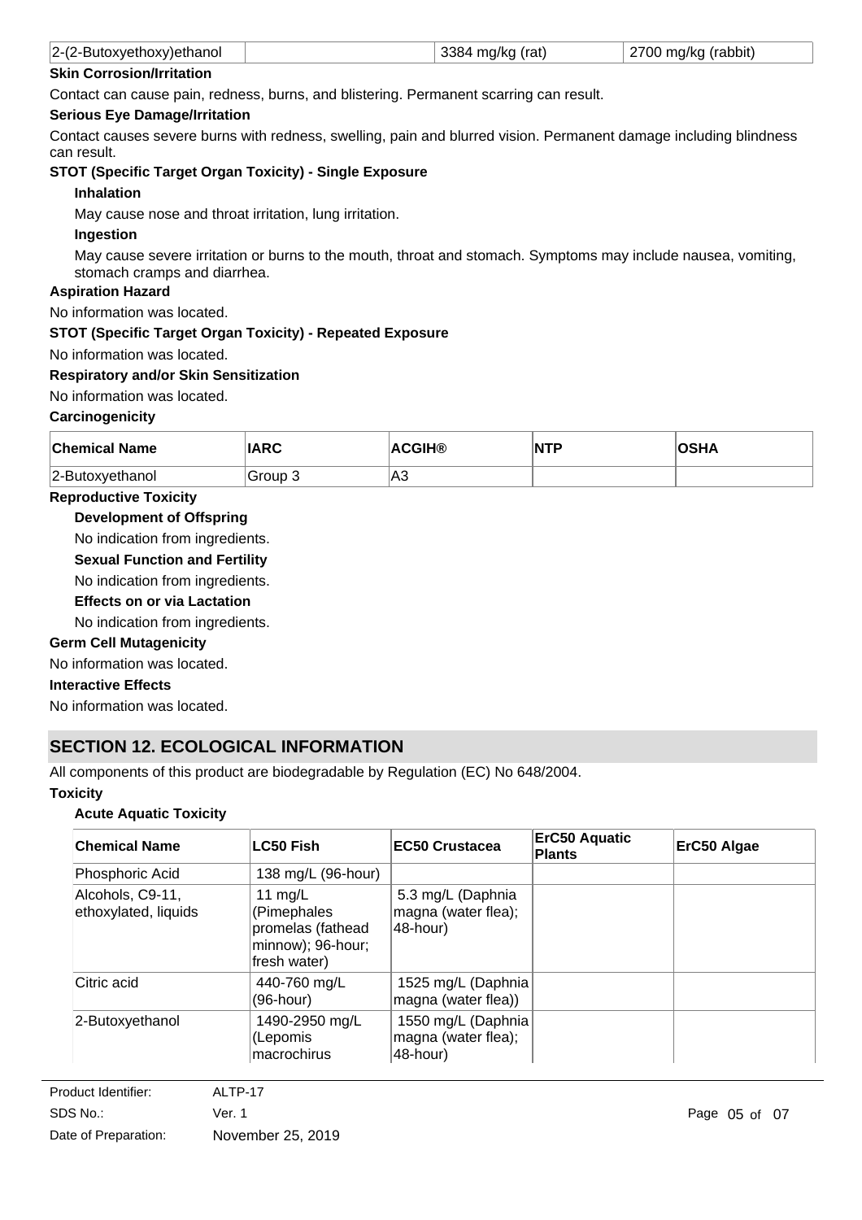| | | | |
|---|---|---|---|
| 2-(2-Butoxyethoxy)ethanol | | 3384 mg/kg (rat) | 2700 mg/kg (rabbit) |

**Skin Corrosion/Irritation**

Contact can cause pain, redness, burns, and blistering. Permanent scarring can result.

**Serious Eye Damage/Irritation**

Contact causes severe burns with redness, swelling, pain and blurred vision. Permanent damage including blindness can result.

**STOT (Specific Target Organ Toxicity) - Single Exposure**

**Inhalation**

May cause nose and throat irritation, lung irritation.

**Ingestion**

May cause severe irritation or burns to the mouth, throat and stomach. Symptoms may include nausea, vomiting, stomach cramps and diarrhea.

**Aspiration Hazard**

No information was located.

**STOT (Specific Target Organ Toxicity) - Repeated Exposure**

No information was located.

**Respiratory and/or Skin Sensitization**

No information was located.

**Carcinogenicity**

| Chemical Name | IARC | ACGIH® | NTP | OSHA |
|---|---|---|---|---|
| 2-Butoxyethanol | Group 3 | A3 | | |

**Reproductive Toxicity**

**Development of Offspring**

No indication from ingredients.

**Sexual Function and Fertility**

No indication from ingredients.

**Effects on or via Lactation**

No indication from ingredients.

**Germ Cell Mutagenicity**

No information was located.

**Interactive Effects**

No information was located.

## SECTION 12. ECOLOGICAL INFORMATION

All components of this product are biodegradable by Regulation (EC) No 648/2004.

**Toxicity**

**Acute Aquatic Toxicity**

| Chemical Name | LC50 Fish | EC50 Crustacea | ErC50 Aquatic Plants | ErC50 Algae |
|---|---|---|---|---|
| Phosphoric Acid | 138 mg/L (96-hour) | | | |
| Alcohols, C9-11, ethoxylated, liquids | 11 mg/L (Pimephales promelas (fathead minnow); 96-hour; fresh water) | 5.3 mg/L (Daphnia magna (water flea); 48-hour) | | |
| Citric acid | 440-760 mg/L (96-hour) | 1525 mg/L (Daphnia magna (water flea)) | | |
| 2-Butoxyethanol | 1490-2950 mg/L (Lepomis macrochirus | 1550 mg/L (Daphnia magna (water flea); 48-hour) | | |

Product Identifier: ALTP-17
SDS No.: Ver. 1
Date of Preparation: November 25, 2019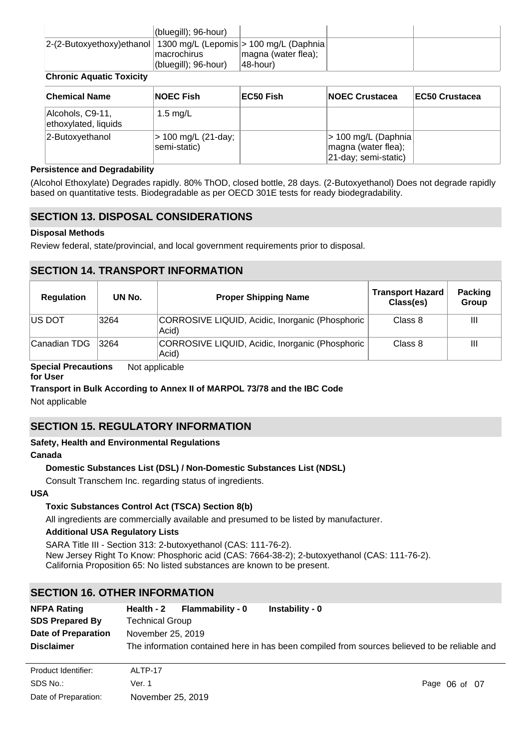| | | | | |
|---|---|---|---|---|
| | (bluegill); 96-hour) | | | |
| 2-(2-Butoxyethoxy)ethanol | 1300 mg/L (Lepomis macrochirus (bluegill); 96-hour) | > 100 mg/L (Daphnia magna (water flea); 48-hour) | | |

**Chronic Aquatic Toxicity**

| Chemical Name | NOEC Fish | EC50 Fish | NOEC Crustacea | EC50 Crustacea |
|---|---|---|---|---|
| Alcohols, C9-11, ethoxylated, liquids | 1.5 mg/L | | | |
| 2-Butoxyethanol | > 100 mg/L (21-day; semi-static) | | > 100 mg/L (Daphnia magna (water flea); 21-day; semi-static) | |

**Persistence and Degradability**

(Alcohol Ethoxylate) Degrades rapidly. 80% ThOD, closed bottle, 28 days. (2-Butoxyethanol) Does not degrade rapidly based on quantitative tests. Biodegradable as per OECD 301E tests for ready biodegradability.

## SECTION 13. DISPOSAL CONSIDERATIONS

**Disposal Methods**

Review federal, state/provincial, and local government requirements prior to disposal.

## SECTION 14. TRANSPORT INFORMATION

| Regulation | UN No. | Proper Shipping Name | Transport Hazard Class(es) | Packing Group |
|---|---|---|---|---|
| US DOT | 3264 | CORROSIVE LIQUID, Acidic, Inorganic (Phosphoric Acid) | Class 8 | III |
| Canadian TDG | 3264 | CORROSIVE LIQUID, Acidic, Inorganic (Phosphoric Acid) | Class 8 | III |

**Special Precautions for User** Not applicable

**Transport in Bulk According to Annex II of MARPOL 73/78 and the IBC Code**

Not applicable

## SECTION 15. REGULATORY INFORMATION

**Safety, Health and Environmental Regulations**

**Canada**

**Domestic Substances List (DSL) / Non-Domestic Substances List (NDSL)**

Consult Transchem Inc. regarding status of ingredients.

**USA**

**Toxic Substances Control Act (TSCA) Section 8(b)**

All ingredients are commercially available and presumed to be listed by manufacturer.

**Additional USA Regulatory Lists**

SARA Title III - Section 313: 2-butoxyethanol (CAS: 111-76-2).
New Jersey Right To Know: Phosphoric acid (CAS: 7664-38-2); 2-butoxyethanol (CAS: 111-76-2).
California Proposition 65: No listed substances are known to be present.

## SECTION 16. OTHER INFORMATION

**NFPA Rating** **Health - 2** **Flammability - 0** **Instability - 0**

**SDS Prepared By** Technical Group

**Date of Preparation** November 25, 2019

**Disclaimer** The information contained here in has been compiled from sources believed to be reliable and

Product Identifier: ALTP-17
SDS No.: Ver. 1
Date of Preparation: November 25, 2019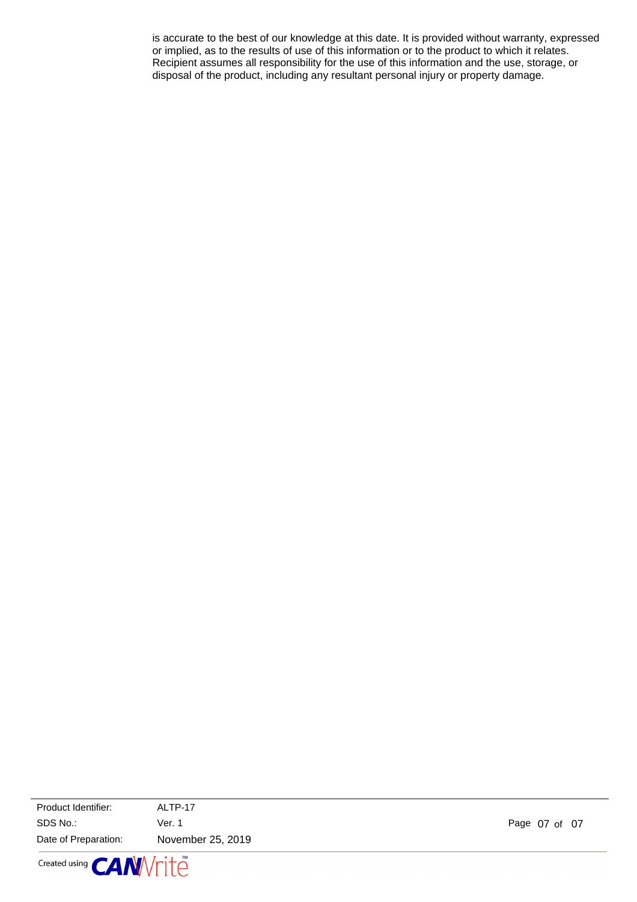is accurate to the best of our knowledge at this date. It is provided without warranty, expressed or implied, as to the results of use of this information or to the product to which it relates. Recipient assumes all responsibility for the use of this information and the use, storage, or disposal of the product, including any resultant personal injury or property damage.